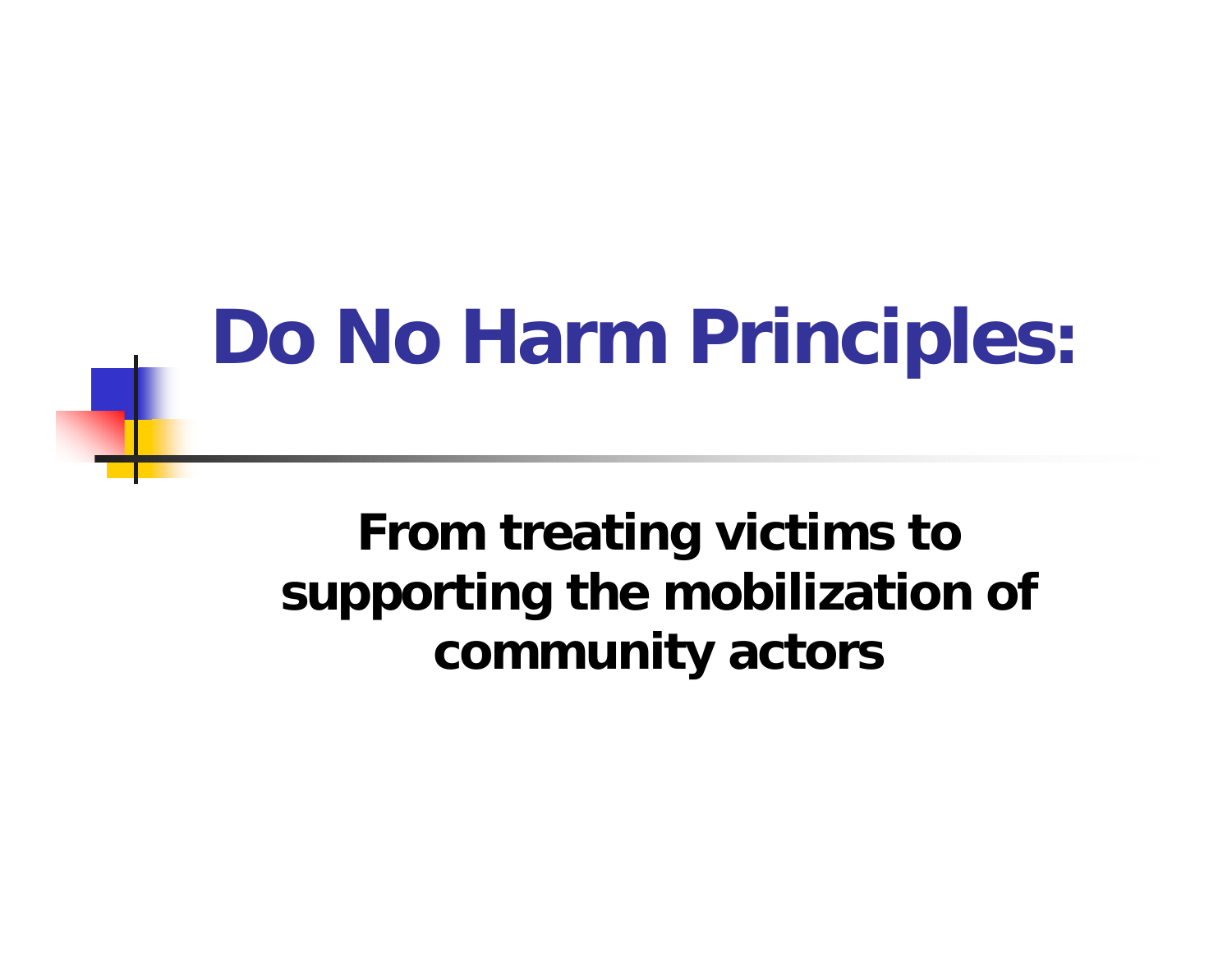# Do No Harm Principles:

## From treating victims to supporting the mobilization of community actors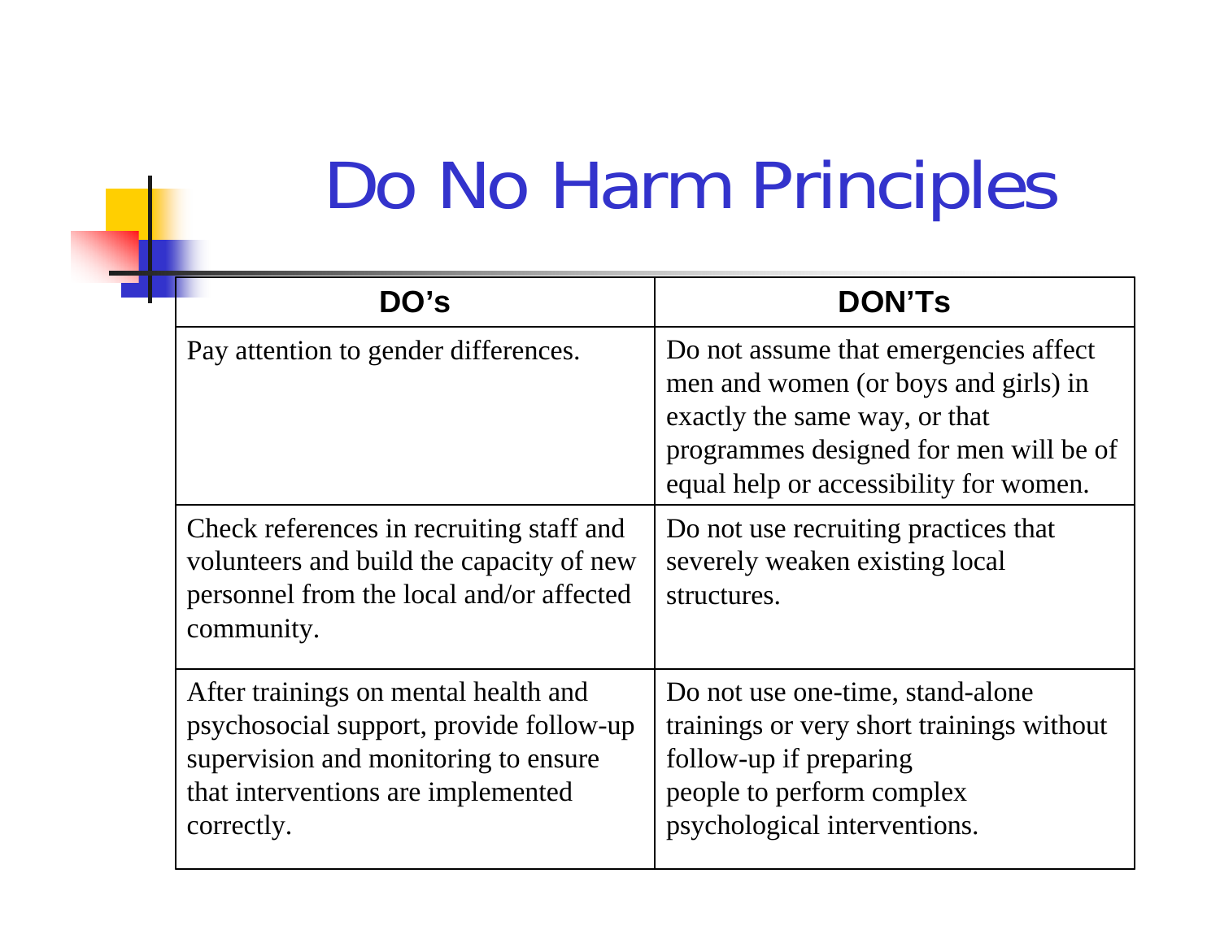# Do No Harm Principles

| DO's | DON'Ts |
|---|---|
| Pay attention to gender differences. | Do not assume that emergencies affect men and women (or boys and girls) in exactly the same way, or that programmes designed for men will be of equal help or accessibility for women. |
| Check references in recruiting staff and volunteers and build the capacity of new personnel from the local and/or affected community. | Do not use recruiting practices that severely weaken existing local structures. |
| After trainings on mental health and psychosocial support, provide follow-up supervision and monitoring to ensure that interventions are implemented correctly. | Do not use one-time, stand-alone trainings or very short trainings without follow-up if preparing people to perform complex psychological interventions. |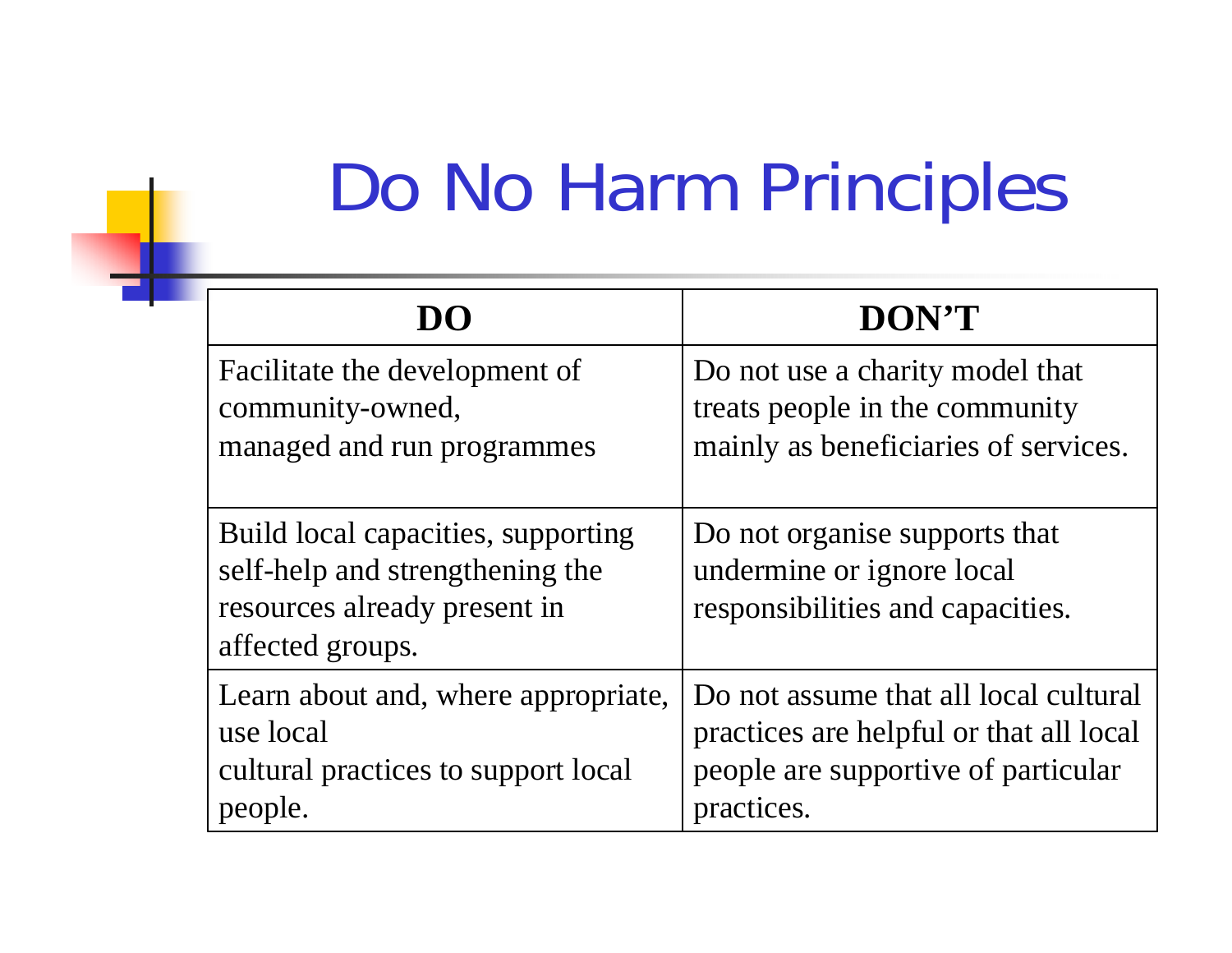# Do No Harm Principles

| DO | DON'T |
|---|---|
| Facilitate the development of community-owned, managed and run programmes | Do not use a charity model that treats people in the community mainly as beneficiaries of services. |
| Build local capacities, supporting self-help and strengthening the resources already present in affected groups. | Do not organise supports that undermine or ignore local responsibilities and capacities. |
| Learn about and, where appropriate, use local cultural practices to support local people. | Do not assume that all local cultural practices are helpful or that all local people are supportive of particular practices. |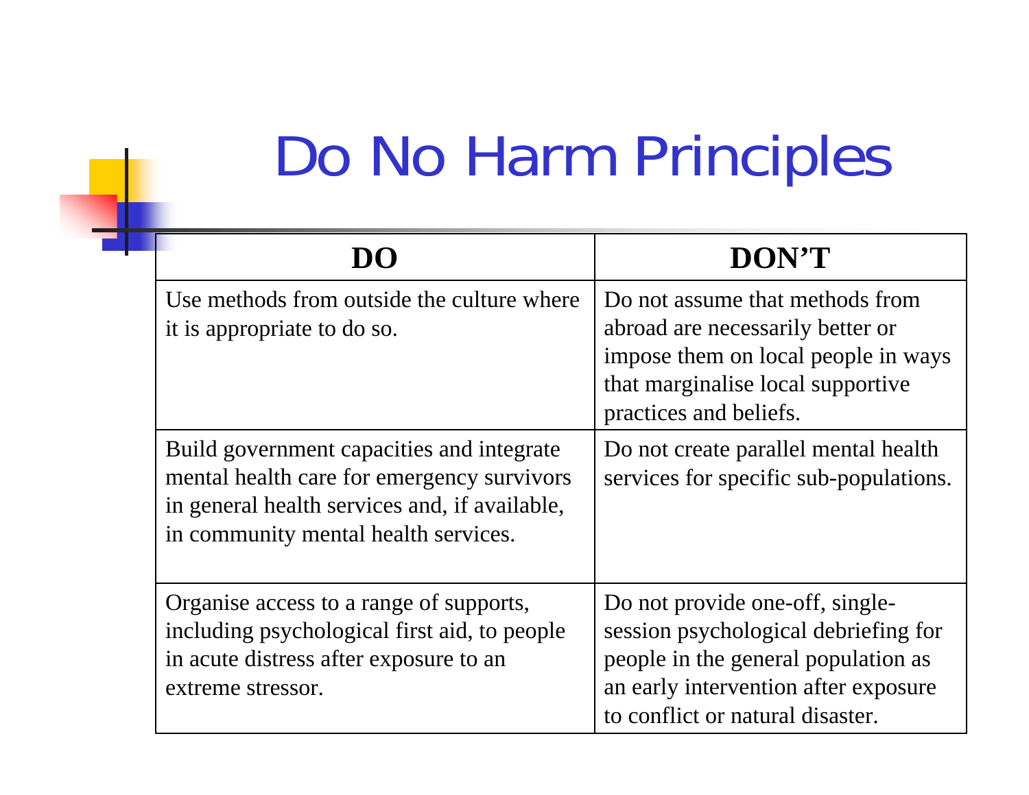# Do No Harm Principles

| DO | DON'T |
| --- | --- |
| Use methods from outside the culture where it is appropriate to do so. | Do not assume that methods from abroad are necessarily better or impose them on local people in ways that marginalise local supportive practices and beliefs. |
| Build government capacities and integrate mental health care for emergency survivors in general health services and, if available, in community mental health services. | Do not create parallel mental health services for specific sub-populations. |
| Organise access to a range of supports, including psychological first aid, to people in acute distress after exposure to an extreme stressor. | Do not provide one-off, single-session psychological debriefing for people in the general population as an early intervention after exposure to conflict or natural disaster. |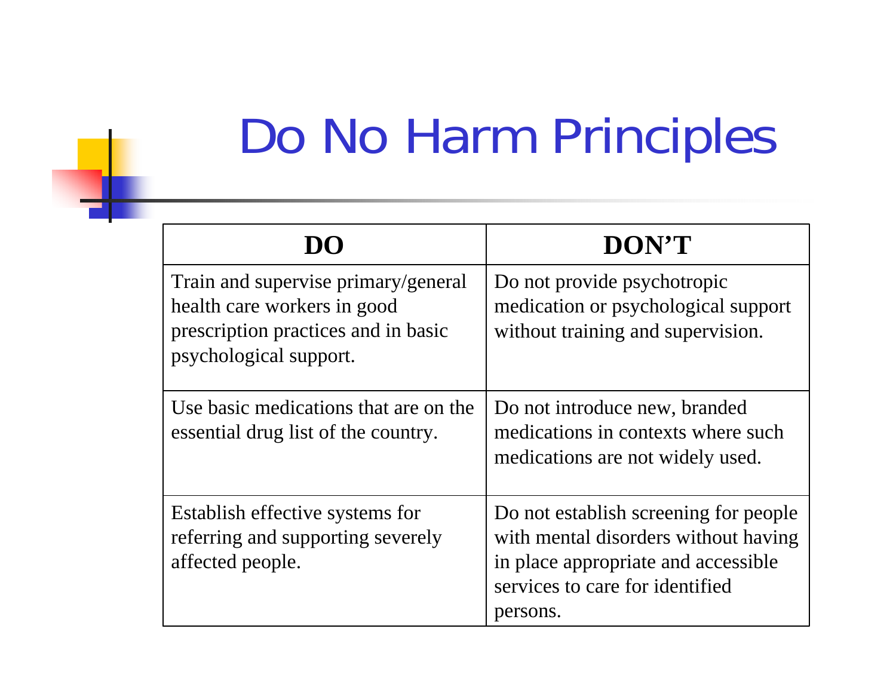# Do No Harm Principles

| DO | DON'T |
|---|---|
| Train and supervise primary/general health care workers in good prescription practices and in basic psychological support. | Do not provide psychotropic medication or psychological support without training and supervision. |
| Use basic medications that are on the essential drug list of the country. | Do not introduce new, branded medications in contexts where such medications are not widely used. |
| Establish effective systems for referring and supporting severely affected people. | Do not establish screening for people with mental disorders without having in place appropriate and accessible services to care for identified persons. |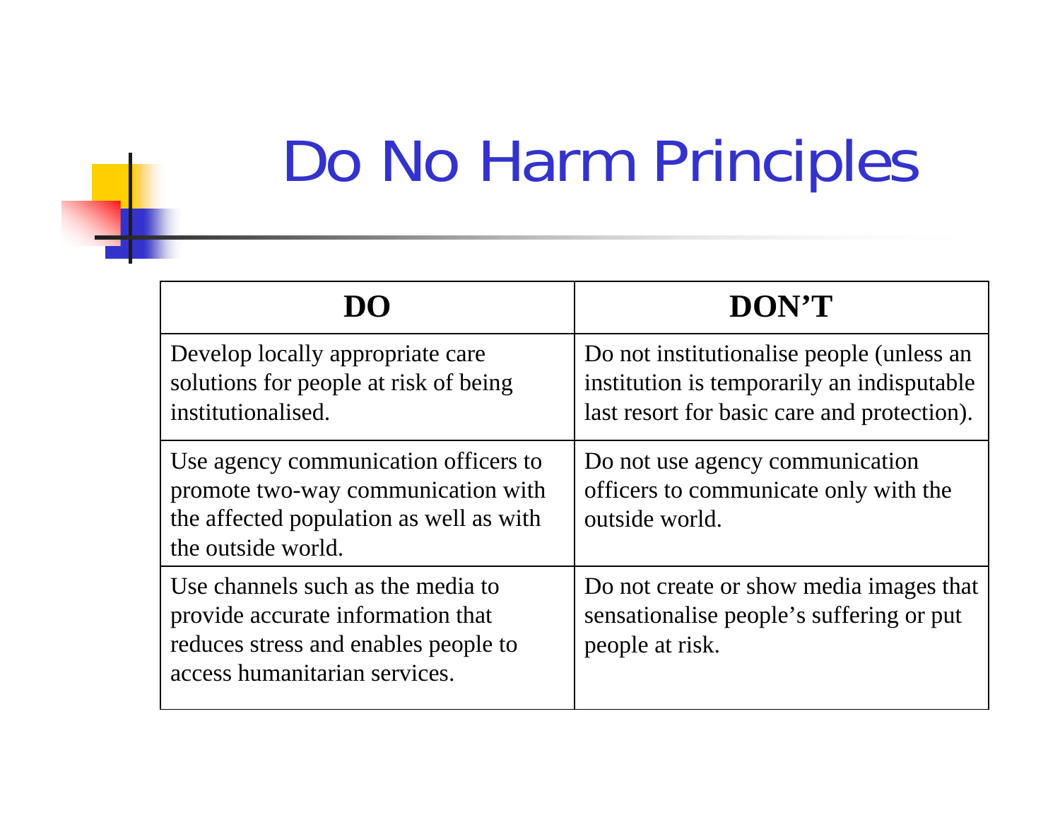# Do No Harm Principles

| DO | DON'T |
|---|---|
| Develop locally appropriate care solutions for people at risk of being institutionalised. | Do not institutionalise people (unless an institution is temporarily an indisputable last resort for basic care and protection). |
| Use agency communication officers to promote two-way communication with the affected population as well as with the outside world. | Do not use agency communication officers to communicate only with the outside world. |
| Use channels such as the media to provide accurate information that reduces stress and enables people to access humanitarian services. | Do not create or show media images that sensationalise people's suffering or put people at risk. |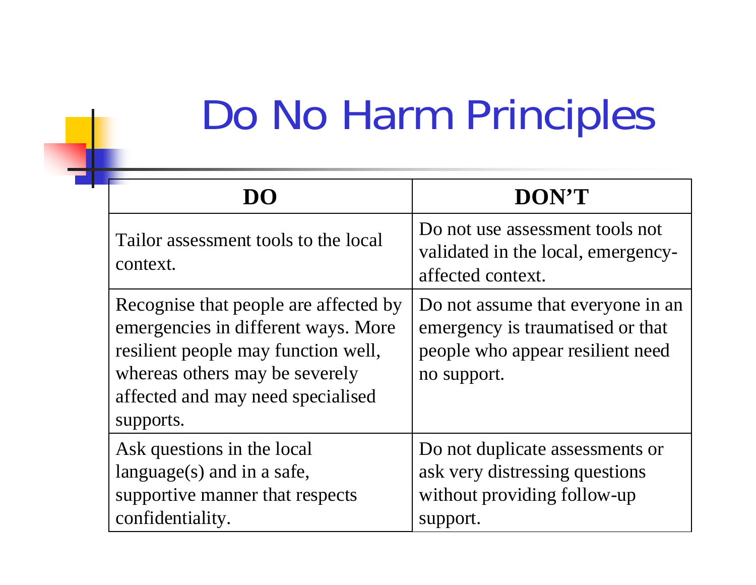# Do No Harm Principles

| DO | DON'T |
|---|---|
| Tailor assessment tools to the local context. | Do not use assessment tools not validated in the local, emergency-affected context. |
| Recognise that people are affected by emergencies in different ways. More resilient people may function well, whereas others may be severely affected and may need specialised supports. | Do not assume that everyone in an emergency is traumatised or that people who appear resilient need no support. |
| Ask questions in the local language(s) and in a safe, supportive manner that respects confidentiality. | Do not duplicate assessments or ask very distressing questions without providing follow-up support. |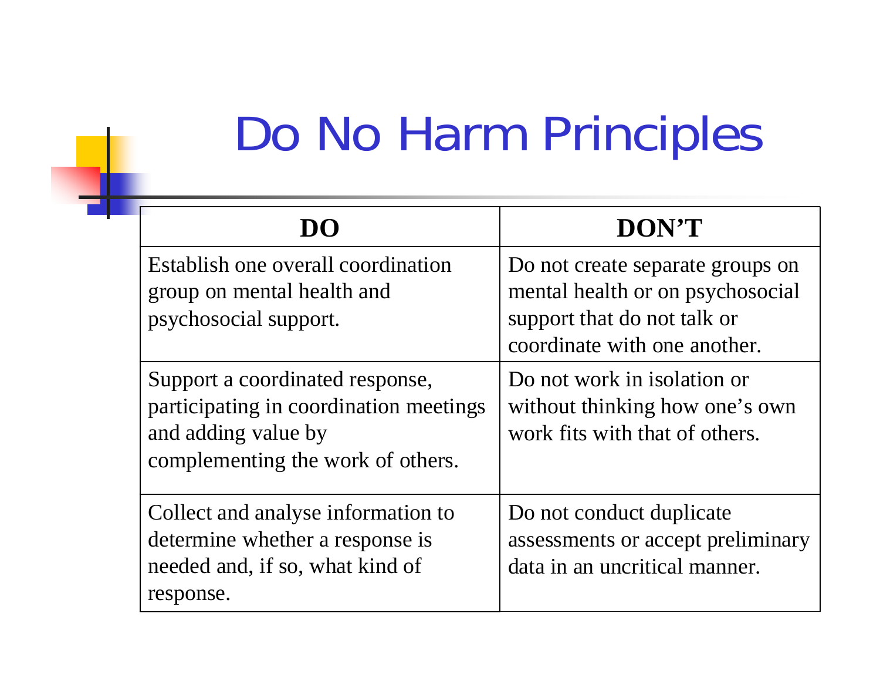# Do No Harm Principles

| DO | DON'T |
|---|---|
| Establish one overall coordination group on mental health and psychosocial support. | Do not create separate groups on mental health or on psychosocial support that do not talk or coordinate with one another. |
| Support a coordinated response, participating in coordination meetings and adding value by complementing the work of others. | Do not work in isolation or without thinking how one's own work fits with that of others. |
| Collect and analyse information to determine whether a response is needed and, if so, what kind of response. | Do not conduct duplicate assessments or accept preliminary data in an uncritical manner. |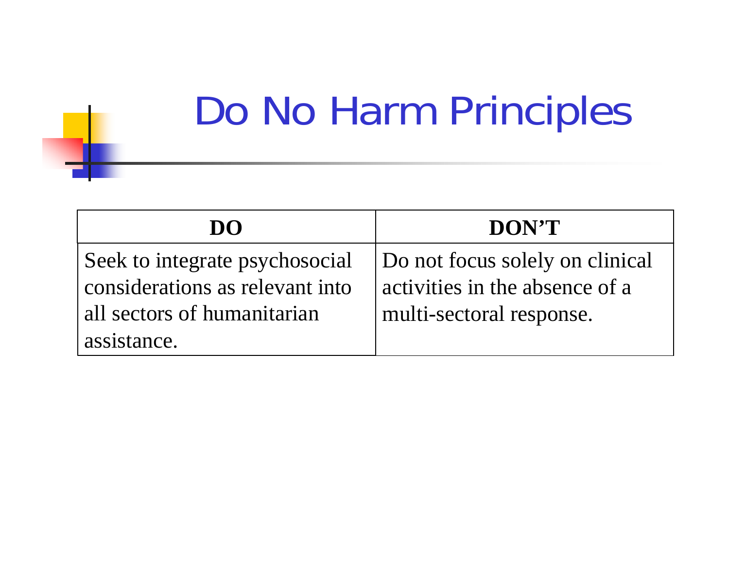# Do No Harm Principles

| DO | DON'T |
|---|---|
| Seek to integrate psychosocial considerations as relevant into all sectors of humanitarian assistance. | Do not focus solely on clinical activities in the absence of a multi-sectoral response. |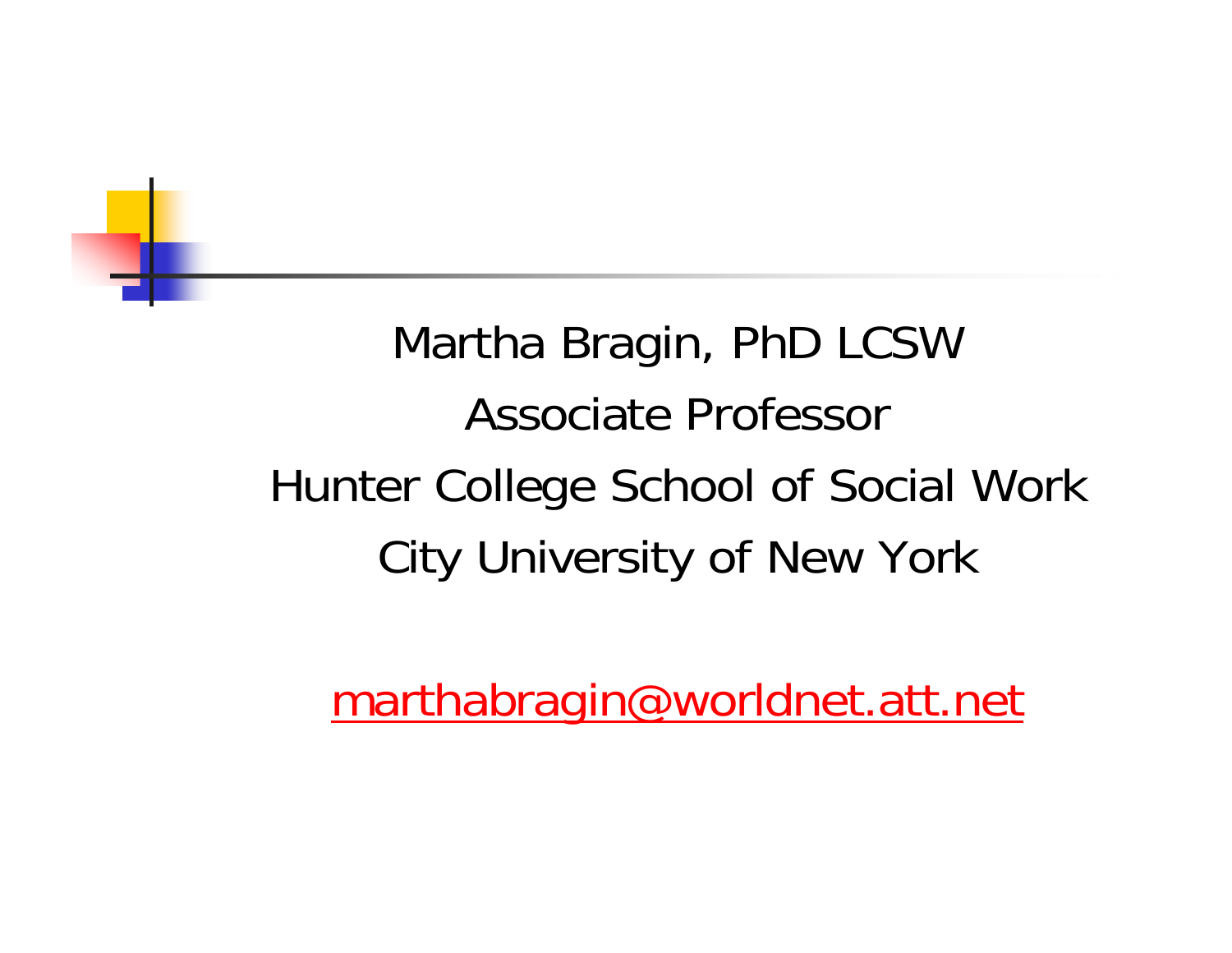Martha Bragin, PhD LCSW

Associate Professor

Hunter College School of Social Work

City University of New York

marthabragin@worldnet.att.net